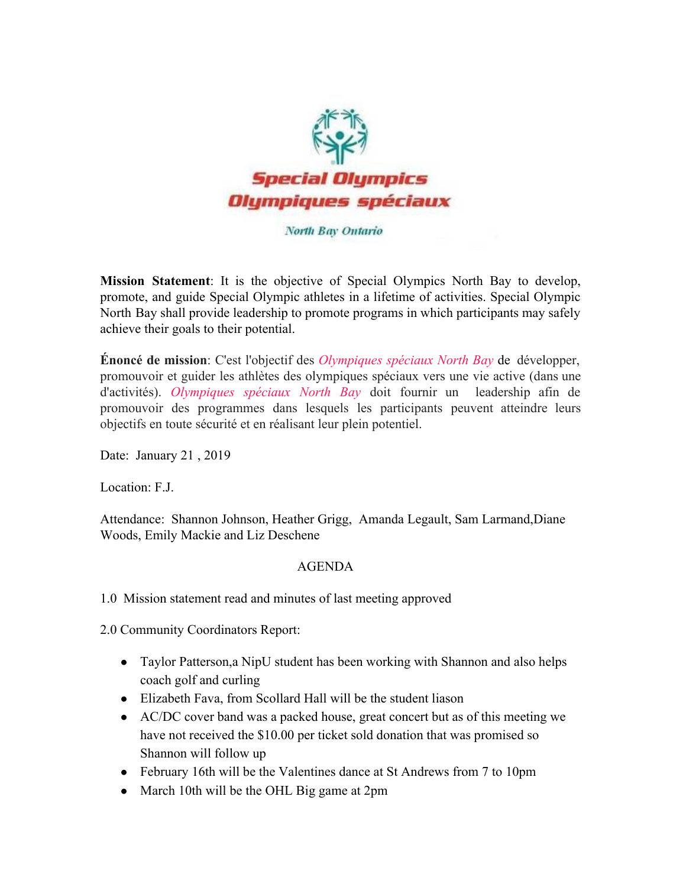Special Olympics
Olympiques spéciaux

North Bay Ontario

**Mission Statement**: It is the objective of Special Olympics North Bay to develop, promote, and guide Special Olympic athletes in a lifetime of activities. Special Olympic North Bay shall provide leadership to promote programs in which participants may safely achieve their goals to their potential.

**Énoncé de mission**: C'est l'objectif des *Olympiques spéciaux North Bay* de développer, promouvoir et guider les athlètes des olympiques spéciaux vers une vie active (dans une d'activités). *Olympiques spéciaux North Bay* doit fournir un leadership afin de promouvoir des programmes dans lesquels les participants peuvent atteindre leurs objectifs en toute sécurité et en réalisant leur plein potentiel.

Date: January 21 , 2019

Location: F.J.

Attendance: Shannon Johnson, Heather Grigg, Amanda Legault, Sam Larmand,Diane Woods, Emily Mackie and Liz Deschene

AGENDA

1.0 Mission statement read and minutes of last meeting approved

2.0 Community Coordinators Report:

- Taylor Patterson,a NipU student has been working with Shannon and also helps coach golf and curling
- Elizabeth Fava, from Scollard Hall will be the student liason
- AC/DC cover band was a packed house, great concert but as of this meeting we have not received the $10.00 per ticket sold donation that was promised so Shannon will follow up
- February 16th will be the Valentines dance at St Andrews from 7 to 10pm
- March 10th will be the OHL Big game at 2pm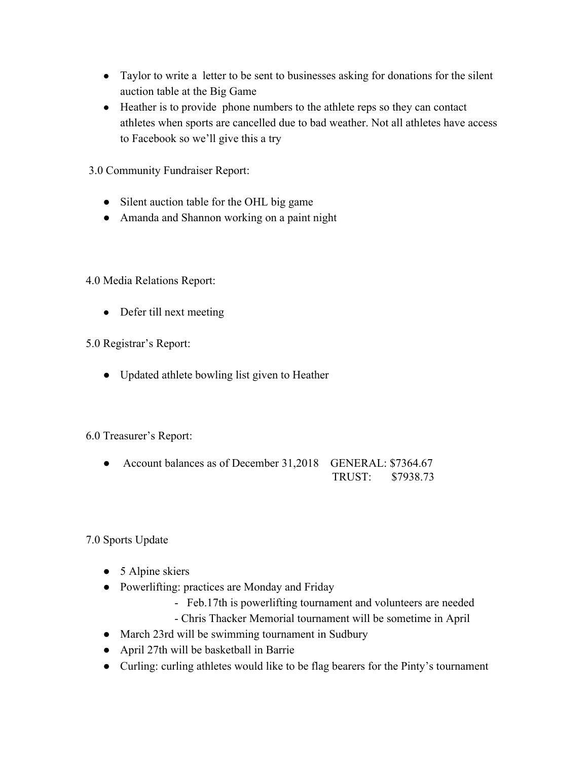- Taylor to write a letter to be sent to businesses asking for donations for the silent auction table at the Big Game
- Heather is to provide phone numbers to the athlete reps so they can contact athletes when sports are cancelled due to bad weather. Not all athletes have access to Facebook so we'll give this a try

3.0 Community Fundraiser Report:

- Silent auction table for the OHL big game
- Amanda and Shannon working on a paint night

4.0 Media Relations Report:

- Defer till next meeting

5.0 Registrar's Report:

- Updated athlete bowling list given to Heather

6.0 Treasurer's Report:

- Account balances as of December 31,2018 GENERAL: $7364.67
  TRUST: $7938.73

7.0 Sports Update

- 5 Alpine skiers
- Powerlifting: practices are Monday and Friday
  - Feb.17th is powerlifting tournament and volunteers are needed
  - Chris Thacker Memorial tournament will be sometime in April
- March 23rd will be swimming tournament in Sudbury
- April 27th will be basketball in Barrie
- Curling: curling athletes would like to be flag bearers for the Pinty's tournament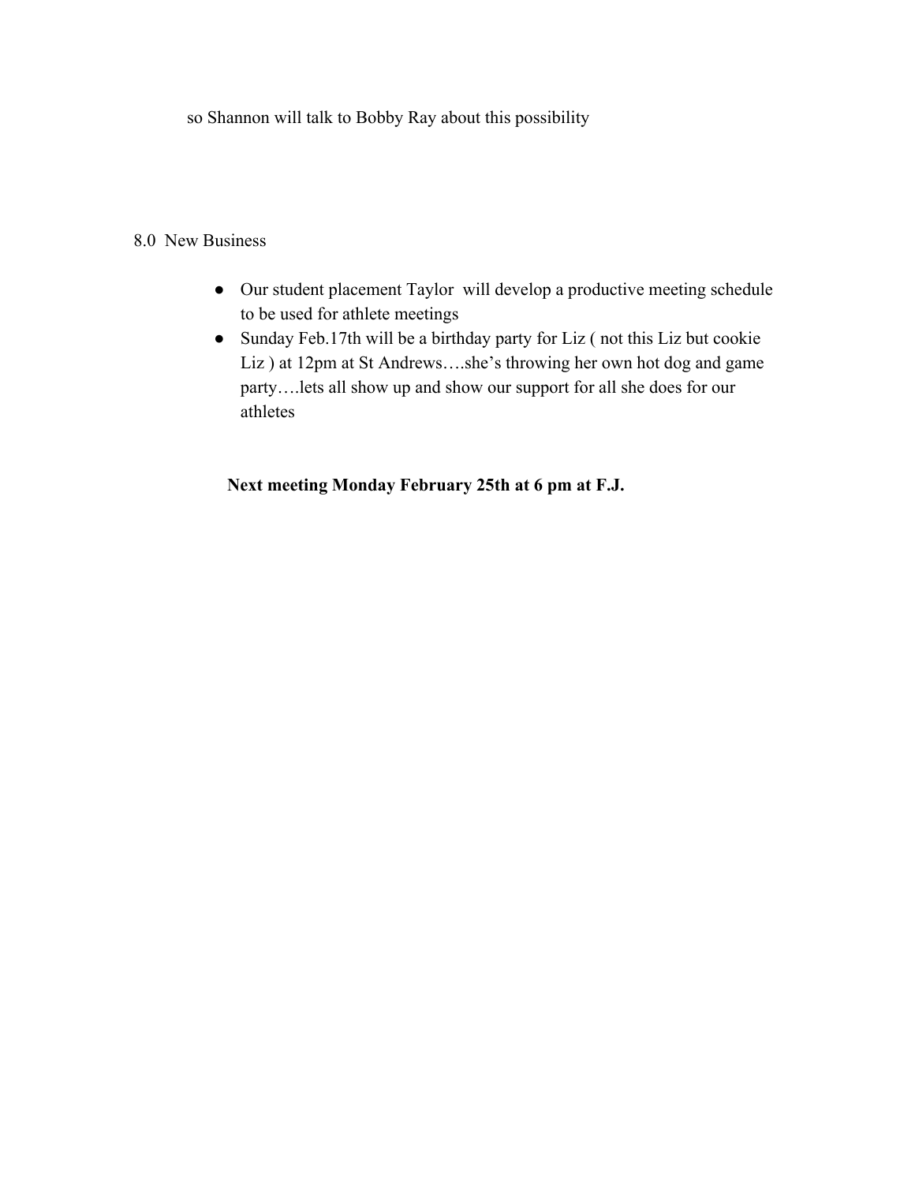so Shannon will talk to Bobby Ray about this possibility

8.0 New Business

- Our student placement Taylor will develop a productive meeting schedule to be used for athlete meetings
- Sunday Feb.17th will be a birthday party for Liz ( not this Liz but cookie Liz ) at 12pm at St Andrews….she's throwing her own hot dog and game party….lets all show up and show our support for all she does for our athletes

**Next meeting Monday February 25th at 6 pm at F.J.**